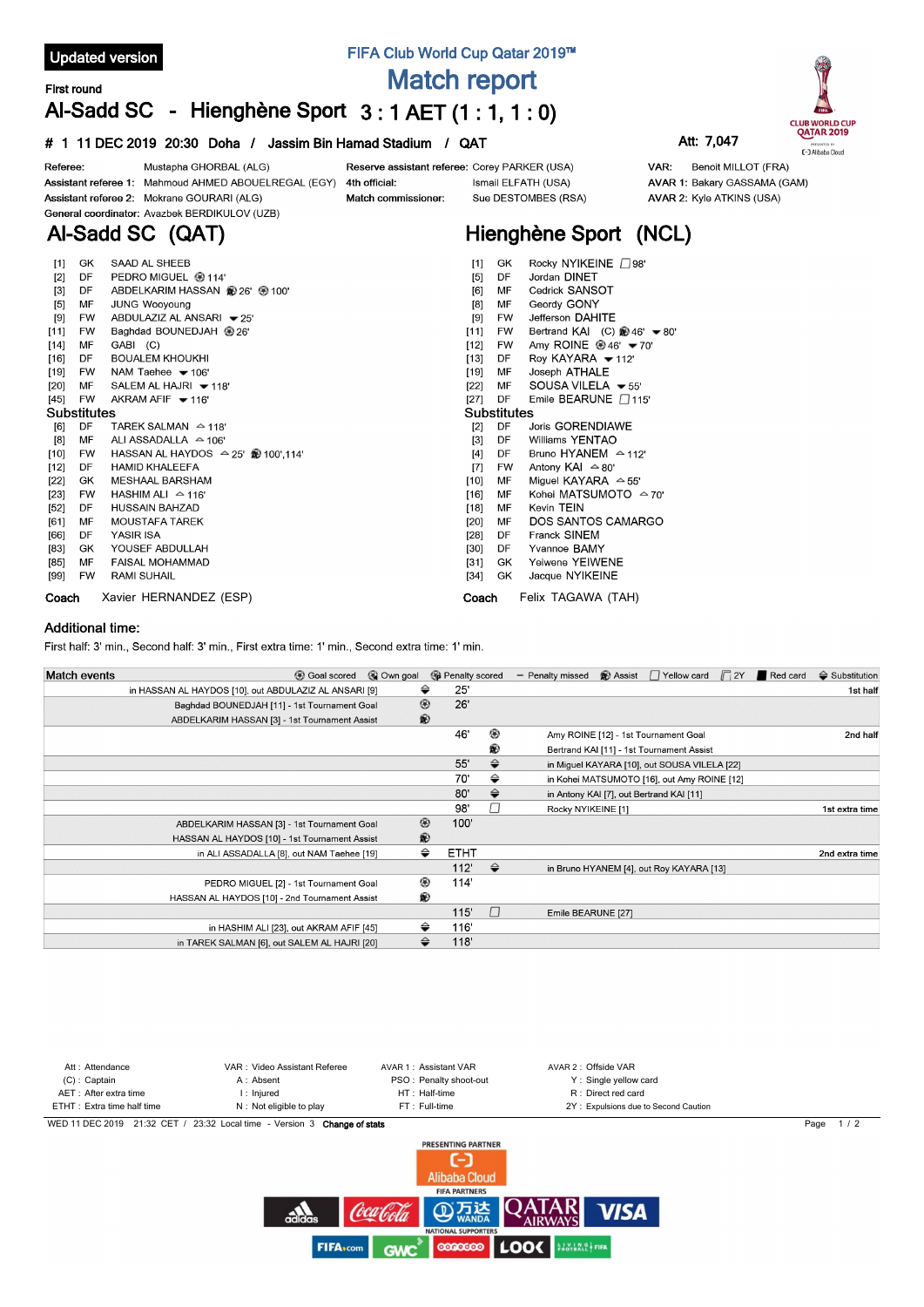**Updated version**

FIFA Club World Cup Qatar 2019™

# Match report

First round

## Al-Sadd SC - Hienghène Sport 3 : 1 AET (1 : 1, 1 : 0)

# 1 11 DEC 2019 20:30 Doha / Jassim Bin Hamad Stadium / QAT

Att: 7,047

Referee: Mustapha GHORBAL (ALG)
Assistant referee 1: Mahmoud AHMED ABOUELREGAL (EGY)
Assistant referee 2: Mokrane GOURARI (ALG)
General coordinator: Avazbek BERDIKULOV (UZB)

Reserve assistant referee: Corey PARKER (USA)
4th official: Ismail ELFATH (USA)
Match commissioner: Sue DESTOMBES (RSA)

VAR: Benoit MILLOT (FRA)
AVAR 1: Bakary GASSAMA (GAM)
AVAR 2: Kyle ATKINS (USA)

## Al-Sadd SC (QAT)

| No. | Pos | Player | Events |
|---|---|---|---|
| [1] | GK | SAAD AL SHEEB | |
| [2] | DF | PEDRO MIGUEL | Goal 114' |
| [3] | DF | ABDELKARIM HASSAN | Assist 26', Goal 100' |
| [5] | MF | JUNG Wooyoung | |
| [9] | FW | ABDULAZIZ AL ANSARI | Out 25' |
| [11] | FW | Baghdad BOUNEDJAH | Goal 26' |
| [14] | MF | GABI (C) | |
| [16] | DF | BOUALEM KHOUKHI | |
| [19] | FW | NAM Taehee | Out 106' |
| [20] | MF | SALEM AL HAJRI | Out 118' |
| [45] | FW | AKRAM AFIF | Out 116' |

**Substitutes**

| No. | Pos | Player | Events |
|---|---|---|---|
| [6] | DF | TAREK SALMAN | In 118' |
| [8] | MF | ALI ASSADALLA | In 106' |
| [10] | FW | HASSAN AL HAYDOS | In 25', Assist 100',114' |
| [12] | DF | HAMID KHALEEFA | |
| [22] | GK | MESHAAL BARSHAM | |
| [23] | FW | HASHIM ALI | In 116' |
| [52] | DF | HUSSAIN BAHZAD | |
| [61] | MF | MOUSTAFA TAREK | |
| [66] | DF | YASIR ISA | |
| [83] | GK | YOUSEF ABDULLAH | |
| [85] | MF | FAISAL MOHAMMAD | |
| [99] | FW | RAMI SUHAIL | |

**Coach** Xavier HERNANDEZ (ESP)

## Hienghène Sport (NCL)

| No. | Pos | Player | Events |
|---|---|---|---|
| [1] | GK | Rocky NYIKEINE | Yellow card 98' |
| [5] | DF | Jordan DINET | |
| [6] | MF | Cedrick SANSOT | |
| [8] | MF | Geordy GONY | |
| [9] | FW | Jefferson DAHITE | |
| [11] | FW | Bertrand KAI (C) | Assist 46', Out 80' |
| [12] | FW | Amy ROINE | Goal 46', Out 70' |
| [13] | DF | Roy KAYARA | Out 112' |
| [19] | MF | Joseph ATHALE | |
| [22] | MF | SOUSA VILELA | Out 55' |
| [27] | DF | Emile BEARUNE | Yellow card 115' |

**Substitutes**

| No. | Pos | Player | Events |
|---|---|---|---|
| [2] | DF | Joris GORENDIAWE | |
| [3] | DF | Williams YENTAO | |
| [4] | DF | Bruno HYANEM | In 112' |
| [7] | FW | Antony KAI | In 80' |
| [10] | MF | Miguel KAYARA | In 55' |
| [16] | MF | Kohei MATSUMOTO | In 70' |
| [18] | MF | Kevin TEIN | |
| [20] | MF | DOS SANTOS CAMARGO | |
| [28] | DF | Franck SINEM | |
| [30] | DF | Yvannoe BAMY | |
| [31] | GK | Yeiwene YEIWENE | |
| [34] | GK | Jacque NYIKEINE | |

**Coach** Felix TAGAWA (TAH)

### Additional time:

First half: 3' min., Second half: 3' min., First extra time: 1' min., Second extra time: 1' min.

### Match events

| Al-Sadd SC | Event | Minute | Event | Hienghène Sport | Period |
|---|---|---|---|---|---|
| in HASSAN AL HAYDOS [10], out ABDULAZIZ AL ANSARI [9] | Substitution | 25' | | | 1st half |
| Baghdad BOUNEDJAH [11] - 1st Tournament Goal | Goal scored | 26' | | | |
| ABDELKARIM HASSAN [3] - 1st Tournament Assist | Assist | | | | |
| | | 46' | Goal scored | Amy ROINE [12] - 1st Tournament Goal | 2nd half |
| | | | Assist | Bertrand KAI [11] - 1st Tournament Assist | |
| | | 55' | Substitution | in Miguel KAYARA [10], out SOUSA VILELA [22] | |
| | | 70' | Substitution | in Kohei MATSUMOTO [16], out Amy ROINE [12] | |
| | | 80' | Substitution | in Antony KAI [7], out Bertrand KAI [11] | |
| | | 98' | Yellow card | Rocky NYIKEINE [1] | 1st extra time |
| ABDELKARIM HASSAN [3] - 1st Tournament Goal | Goal scored | 100' | | | |
| HASSAN AL HAYDOS [10] - 1st Tournament Assist | Assist | | | | |
| in ALI ASSADALLA [8], out NAM Taehee [19] | Substitution | ETHT | | | 2nd extra time |
| | | 112' | Substitution | in Bruno HYANEM [4], out Roy KAYARA [13] | |
| PEDRO MIGUEL [2] - 1st Tournament Goal | Goal scored | 114' | | | |
| HASSAN AL HAYDOS [10] - 2nd Tournament Assist | Assist | | | | |
| | | 115' | Yellow card | Emile BEARUNE [27] | |
| in HASHIM ALI [23], out AKRAM AFIF [45] | Substitution | 116' | | | |
| in TAREK SALMAN [6], out SALEM AL HAJRI [20] | Substitution | 118' | | | |

Att : Attendance
(C) : Captain
AET : After extra time
ETHT : Extra time half time
VAR : Video Assistant Referee
A : Absent
I : Injured
N : Not eligible to play
AVAR 1 : Assistant VAR
PSO : Penalty shoot-out
HT : Half-time
FT : Full-time
AVAR 2 : Offside VAR
Y : Single yellow card
R : Direct red card
2Y : Expulsions due to Second Caution

WED 11 DEC 2019 21:32 CET / 23:32 Local time - Version 3 **Change of stats**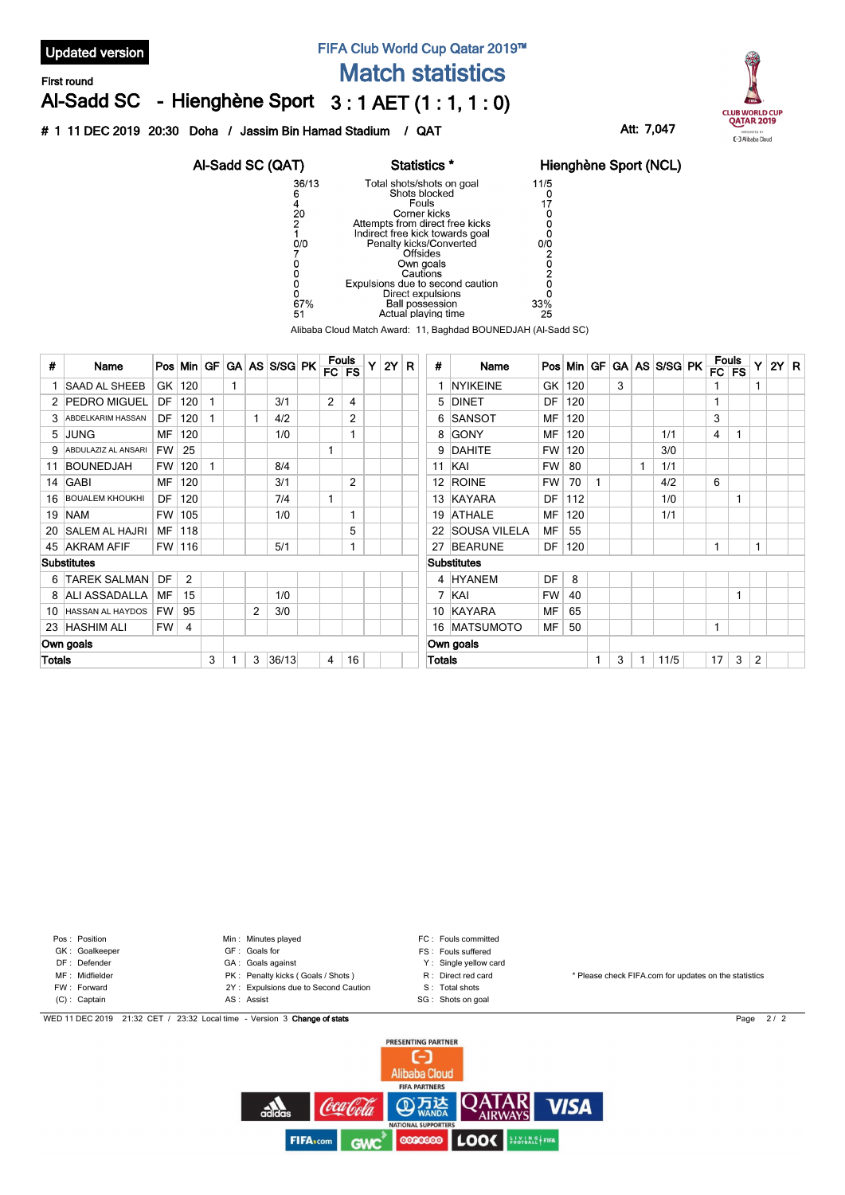Updated version

First round

# FIFA Club World Cup Qatar 2019™
## Match statistics

## Al-Sadd SC - Hienghène Sport 3 : 1 AET (1 : 1, 1 : 0)

# 1 11 DEC 2019 20:30 Doha / Jassim Bin Hamad Stadium / QAT

Att: 7,047

| Al-Sadd SC (QAT) | Statistics * | Hienghène Sport (NCL) |
|---|---|---|
| 36/13 | Total shots/shots on goal | 11/5 |
| 6 | Shots blocked | 0 |
| 4 | Fouls | 17 |
| 20 | Corner kicks | 0 |
| 2 | Attempts from direct free kicks | 0 |
| 1 | Indirect free kick towards goal | 0 |
| 0/0 | Penalty kicks/Converted | 0/0 |
| 7 | Offsides | 2 |
| 0 | Own goals | 0 |
| 0 | Cautions | 2 |
| 0 | Expulsions due to second caution | 0 |
| 0 | Direct expulsions | 0 |
| 67% | Ball possession | 33% |
| 51 | Actual playing time | 25 |

Alibaba Cloud Match Award: 11, Baghdad BOUNEDJAH (Al-Sadd SC)

| # | Name | Pos | Min | GF | GA | AS | S/SG | PK | Fouls FC | Fouls FS | Y | 2Y | R |
|---|---|---|---|---|---|---|---|---|---|---|---|---|---|
| 1 | SAAD AL SHEEB | GK | 120 | | 1 | | | | | | | | |
| 2 | PEDRO MIGUEL | DF | 120 | 1 | | | 3/1 | | 2 | 4 | | | |
| 3 | ABDELKARIM HASSAN | DF | 120 | 1 | | 1 | 4/2 | | | 2 | | | |
| 5 | JUNG | MF | 120 | | | | 1/0 | | | 1 | | | |
| 9 | ABDULAZIZ AL ANSARI | FW | 25 | | | | | | 1 | | | | |
| 11 | BOUNEDJAH | FW | 120 | 1 | | | 8/4 | | | 1 | | | |
| 14 | GABI | MF | 120 | | | | 3/1 | | | 2 | | | |
| 16 | BOUALEM KHOUKHI | DF | 120 | | | | 7/4 | | 1 | | | | |
| 19 | NAM | FW | 105 | | | | 1/0 | | | 1 | | | |
| 20 | SALEM AL HAJRI | MF | 118 | | | | | | | 5 | | | |
| 45 | AKRAM AFIF | FW | 116 | | | | 5/1 | | | 1 | | | |
| **Substitutes** | | | | | | | | | | | | | |
| 6 | TAREK SALMAN | DF | 2 | | | | | | | | | | |
| 8 | ALI ASSADALLA | MF | 15 | | | | 1/0 | | | | | | |
| 10 | HASSAN AL HAYDOS | FW | 95 | | | 2 | 3/0 | | | | | | |
| 23 | HASHIM ALI | FW | 4 | | | | | | | | | | |
| **Own goals** | | | | | | | | | | | | | |
| **Totals** | | | | 3 | 1 | 3 | 36/13 | | 4 | 16 | | | |

| # | Name | Pos | Min | GF | GA | AS | S/SG | PK | Fouls FC | Fouls FS | Y | 2Y | R |
|---|---|---|---|---|---|---|---|---|---|---|---|---|---|
| 1 | NYIKEINE | GK | 120 | | 3 | | | | 1 | | 1 | | |
| 5 | DINET | DF | 120 | | | | | | 1 | | | | |
| 6 | SANSOT | MF | 120 | | | | | | 3 | | | | |
| 8 | GONY | MF | 120 | | | | 1/1 | | 4 | 1 | | | |
| 9 | DAHITE | FW | 120 | | | | 3/0 | | | | | | |
| 11 | KAI | FW | 80 | | | 1 | 1/1 | | | | | | |
| 12 | ROINE | FW | 70 | 1 | | | 4/2 | | 6 | | | | |
| 13 | KAYARA | DF | 112 | | | | 1/0 | | | 1 | | | |
| 19 | ATHALE | MF | 120 | | | | 1/1 | | | | | | |
| 22 | SOUSA VILELA | MF | 55 | | | | | | | | | | |
| 27 | BEARUNE | DF | 120 | | | | | | 1 | | 1 | | |
| **Substitutes** | | | | | | | | | | | | | |
| 4 | HYANEM | DF | 8 | | | | | | | | | | |
| 7 | KAI | FW | 40 | | | | | | | 1 | | | |
| 10 | KAYARA | MF | 65 | | | | | | | | | | |
| 16 | MATSUMOTO | MF | 50 | | | | | | 1 | | | | |
| **Own goals** | | | | | | | | | | | | | |
| **Totals** | | | | 1 | 3 | 1 | 11/5 | | 17 | 3 | 2 | | |

Pos : Position
GK : Goalkeeper
DF : Defender
MF : Midfielder
FW : Forward
(C) : Captain

Min : Minutes played
GF : Goals for
GA : Goals against
PK : Penalty kicks ( Goals / Shots )
2Y : Expulsions due to Second Caution
AS : Assist

FC : Fouls committed
FS : Fouls suffered
Y : Single yellow card
R : Direct red card
S : Total shots
SG : Shots on goal

* Please check FIFA.com for updates on the statistics

WED 11 DEC 2019 21:32 CET / 23:32 Local time - Version 3 **Change of stats**